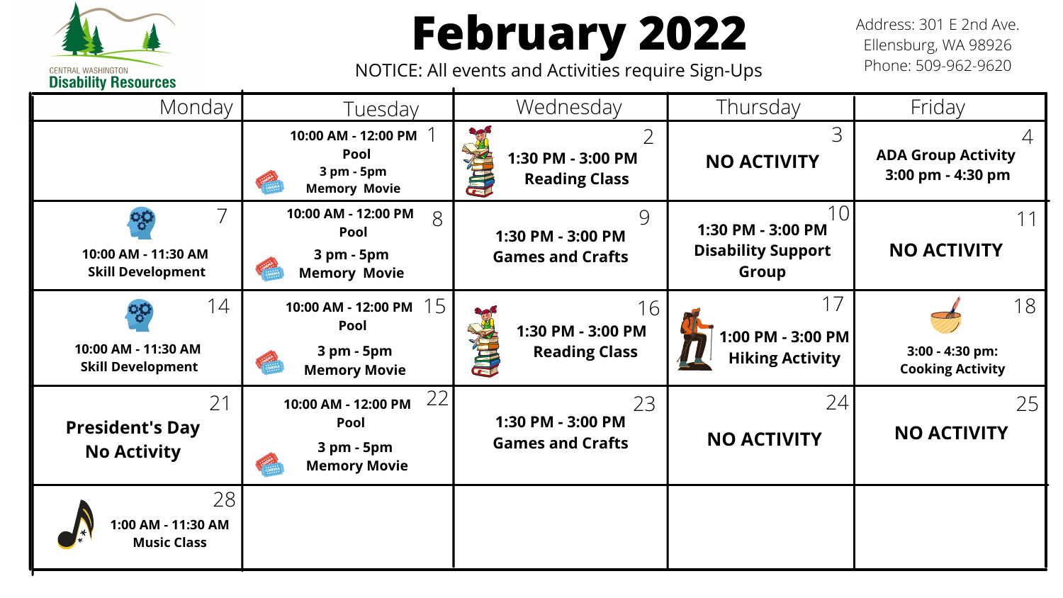# February 2022

NOTICE: All events and Activities require Sign-Ups

CENTRAL WASHINGTON
**Disability Resources**

Address: 301 E 2nd Ave.
Ellensburg, WA 98926
Phone: 509-962-9620

| Monday | Tuesday | Wednesday | Thursday | Friday |
| --- | --- | --- | --- | --- |
| | 1 **10:00 AM - 12:00 PM Pool** **3 pm - 5pm Memory Movie** | 2 **1:30 PM - 3:00 PM Reading Class** | 3 **NO ACTIVITY** | 4 **ADA Group Activity 3:00 pm - 4:30 pm** |
| 7 **10:00 AM - 11:30 AM Skill Development** | 8 **10:00 AM - 12:00 PM Pool** **3 pm - 5pm Memory Movie** | 9 **1:30 PM - 3:00 PM Games and Crafts** | 10 **1:30 PM - 3:00 PM Disability Support Group** | 11 **NO ACTIVITY** |
| 14 **10:00 AM - 11:30 AM Skill Development** | 15 **10:00 AM - 12:00 PM Pool** **3 pm - 5pm Memory Movie** | 16 **1:30 PM - 3:00 PM Reading Class** | 17 **1:00 PM - 3:00 PM Hiking Activity** | 18 **3:00 - 4:30 pm: Cooking Activity** |
| 21 **President's Day No Activity** | 22 **10:00 AM - 12:00 PM Pool** **3 pm - 5pm Memory Movie** | 23 **1:30 PM - 3:00 PM Games and Crafts** | 24 **NO ACTIVITY** | 25 **NO ACTIVITY** |
| 28 **1:00 AM - 11:30 AM Music Class** | | | | |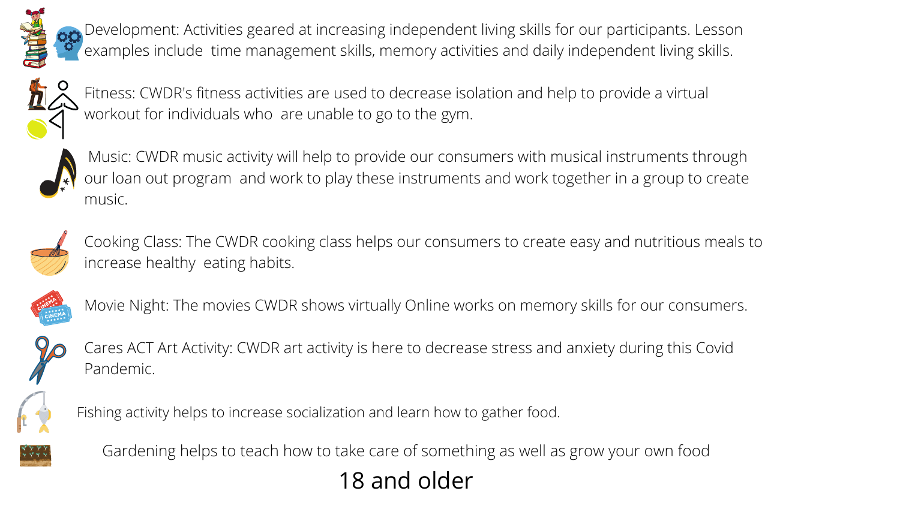Development: Activities geared at increasing independent living skills for our participants. Lesson examples include  time management skills, memory activities and daily independent living skills.

Fitness: CWDR's fitness activities are used to decrease isolation and help to provide a virtual workout for individuals who  are unable to go to the gym.

Music: CWDR music activity will help to provide our consumers with musical instruments through our loan out program  and work to play these instruments and work together in a group to create music.

Cooking Class: The CWDR cooking class helps our consumers to create easy and nutritious meals to increase healthy  eating habits.

Movie Night: The movies CWDR shows virtually Online works on memory skills for our consumers.

Cares ACT Art Activity: CWDR art activity is here to decrease stress and anxiety during this Covid Pandemic.

Fishing activity helps to increase socialization and learn how to gather food.

Gardening helps to teach how to take care of something as well as grow your own food

18 and older